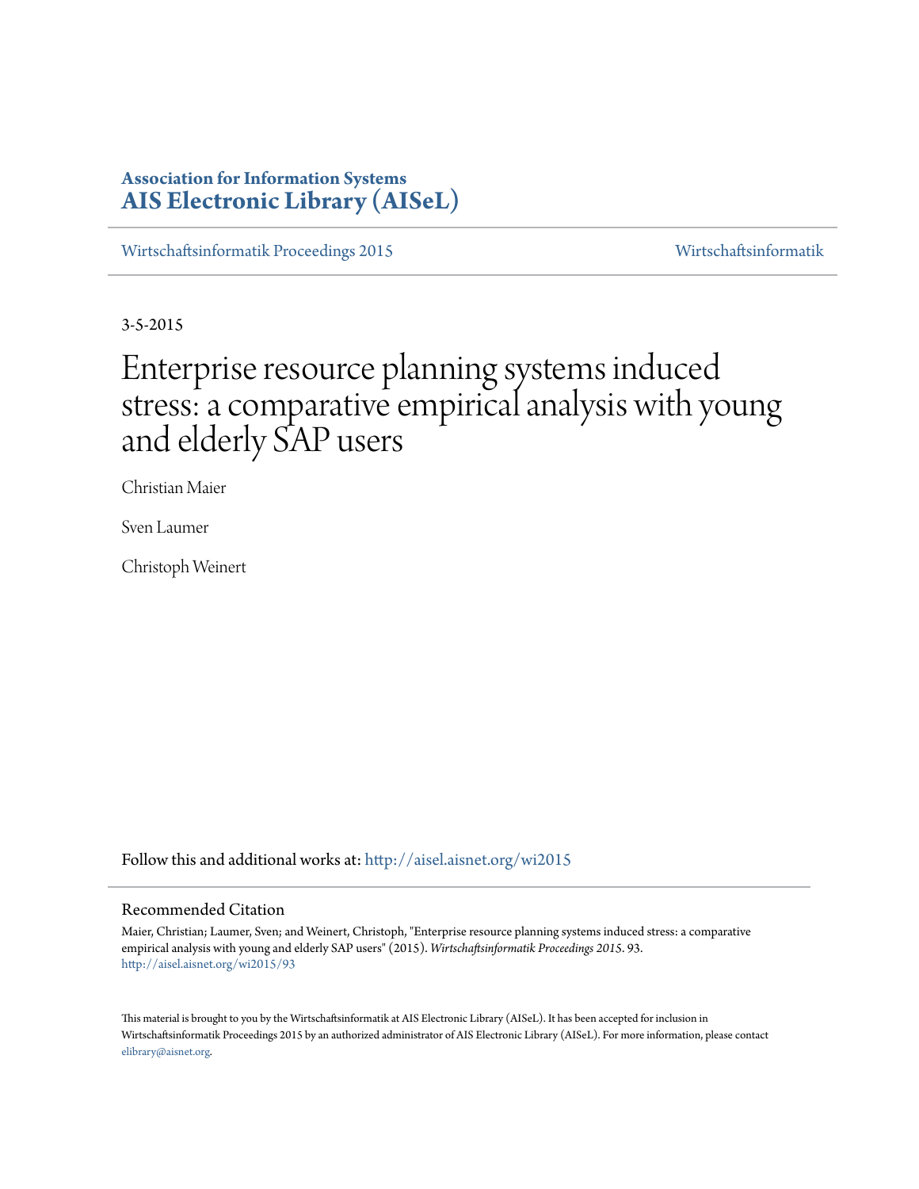**Association for Information Systems**
**AIS Electronic Library (AISeL)**

Wirtschaftsinformatik Proceedings 2015 | Wirtschaftsinformatik

3-5-2015

# Enterprise resource planning systems induced stress: a comparative empirical analysis with young and elderly SAP users

Christian Maier

Sven Laumer

Christoph Weinert

Follow this and additional works at: http://aisel.aisnet.org/wi2015

## Recommended Citation

Maier, Christian; Laumer, Sven; and Weinert, Christoph, "Enterprise resource planning systems induced stress: a comparative empirical analysis with young and elderly SAP users" (2015). *Wirtschaftsinformatik Proceedings 2015*. 93.
http://aisel.aisnet.org/wi2015/93

This material is brought to you by the Wirtschaftsinformatik at AIS Electronic Library (AISeL). It has been accepted for inclusion in Wirtschaftsinformatik Proceedings 2015 by an authorized administrator of AIS Electronic Library (AISeL). For more information, please contact elibrary@aisnet.org.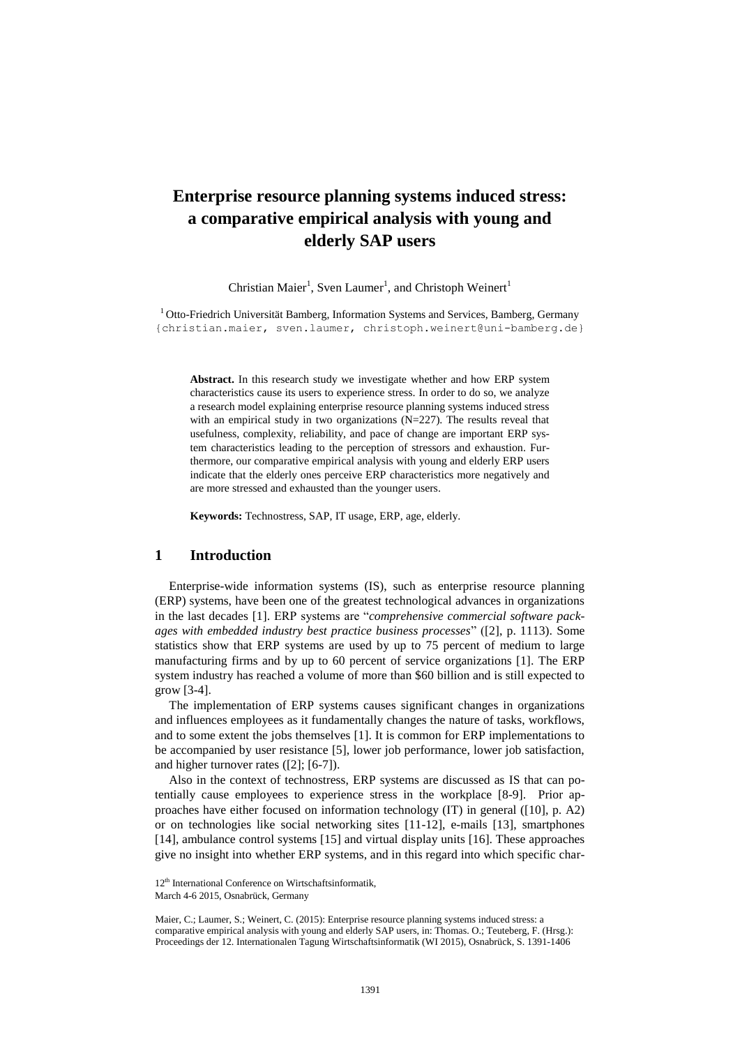# Enterprise resource planning systems induced stress: a comparative empirical analysis with young and elderly SAP users

Christian Maier[1], Sven Laumer[1], and Christoph Weinert[1]

[1] Otto-Friedrich Universität Bamberg, Information Systems and Services, Bamberg, Germany
{christian.maier, sven.laumer, christoph.weinert@uni-bamberg.de}

**Abstract.** In this research study we investigate whether and how ERP system characteristics cause its users to experience stress. In order to do so, we analyze a research model explaining enterprise resource planning systems induced stress with an empirical study in two organizations (N=227). The results reveal that usefulness, complexity, reliability, and pace of change are important ERP system characteristics leading to the perception of stressors and exhaustion. Furthermore, our comparative empirical analysis with young and elderly ERP users indicate that the elderly ones perceive ERP characteristics more negatively and are more stressed and exhausted than the younger users.

**Keywords:** Technostress, SAP, IT usage, ERP, age, elderly.

## 1 Introduction

Enterprise-wide information systems (IS), such as enterprise resource planning (ERP) systems, have been one of the greatest technological advances in organizations in the last decades [1]. ERP systems are "*comprehensive commercial software packages with embedded industry best practice business processes*" ([2], p. 1113). Some statistics show that ERP systems are used by up to 75 percent of medium to large manufacturing firms and by up to 60 percent of service organizations [1]. The ERP system industry has reached a volume of more than $60 billion and is still expected to grow [3-4].

The implementation of ERP systems causes significant changes in organizations and influences employees as it fundamentally changes the nature of tasks, workflows, and to some extent the jobs themselves [1]. It is common for ERP implementations to be accompanied by user resistance [5], lower job performance, lower job satisfaction, and higher turnover rates ([2]; [6-7]).

Also in the context of technostress, ERP systems are discussed as IS that can potentially cause employees to experience stress in the workplace [8-9]. Prior approaches have either focused on information technology (IT) in general ([10], p. A2) or on technologies like social networking sites [11-12], e-mails [13], smartphones [14], ambulance control systems [15] and virtual display units [16]. These approaches give no insight into whether ERP systems, and in this regard into which specific char-

12th International Conference on Wirtschaftsinformatik,
March 4-6 2015, Osnabrück, Germany

Maier, C.; Laumer, S.; Weinert, C. (2015): Enterprise resource planning systems induced stress: a comparative empirical analysis with young and elderly SAP users, in: Thomas. O.; Teuteberg, F. (Hrsg.): Proceedings der 12. Internationalen Tagung Wirtschaftsinformatik (WI 2015), Osnabrück, S. 1391-1406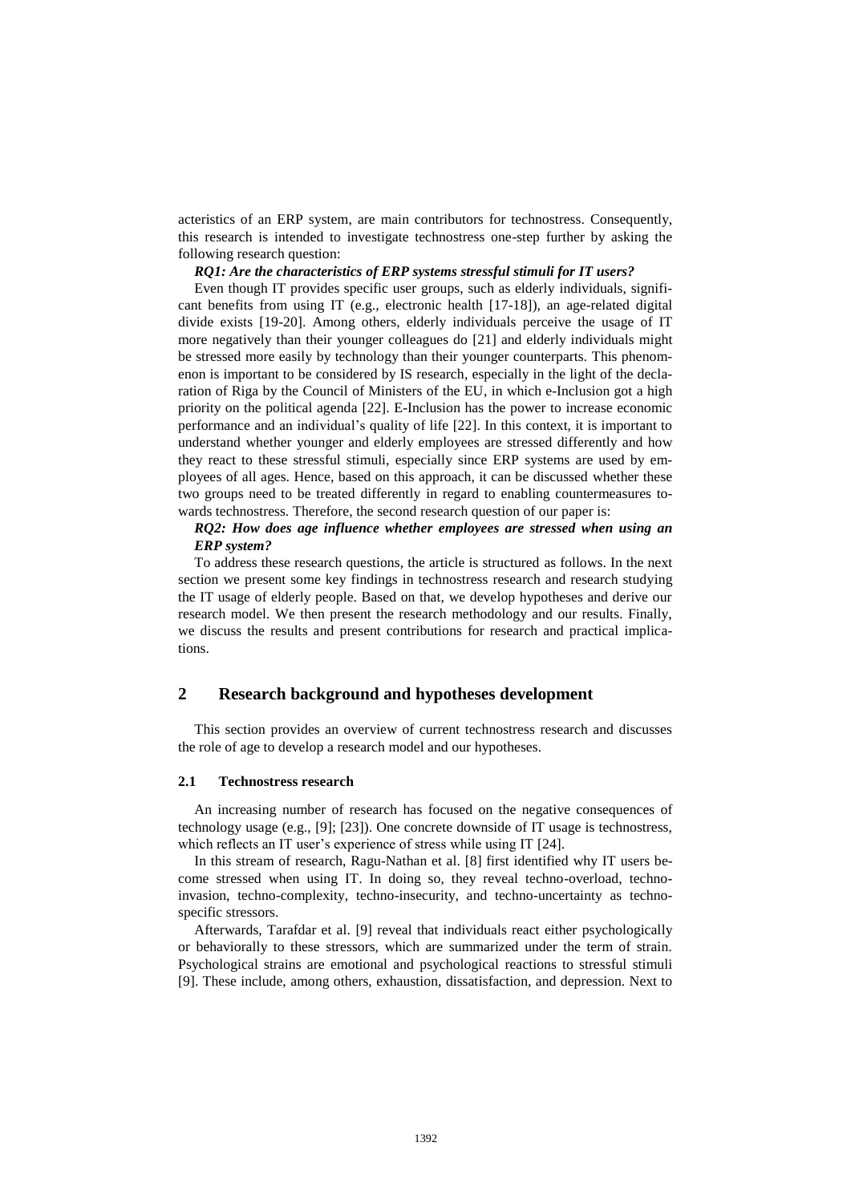acteristics of an ERP system, are main contributors for technostress. Consequently, this research is intended to investigate technostress one-step further by asking the following research question:

***RQ1: Are the characteristics of ERP systems stressful stimuli for IT users?***

Even though IT provides specific user groups, such as elderly individuals, significant benefits from using IT (e.g., electronic health [17-18]), an age-related digital divide exists [19-20]. Among others, elderly individuals perceive the usage of IT more negatively than their younger colleagues do [21] and elderly individuals might be stressed more easily by technology than their younger counterparts. This phenomenon is important to be considered by IS research, especially in the light of the declaration of Riga by the Council of Ministers of the EU, in which e-Inclusion got a high priority on the political agenda [22]. E-Inclusion has the power to increase economic performance and an individual's quality of life [22]. In this context, it is important to understand whether younger and elderly employees are stressed differently and how they react to these stressful stimuli, especially since ERP systems are used by employees of all ages. Hence, based on this approach, it can be discussed whether these two groups need to be treated differently in regard to enabling countermeasures towards technostress. Therefore, the second research question of our paper is:

***RQ2: How does age influence whether employees are stressed when using an ERP system?***

To address these research questions, the article is structured as follows. In the next section we present some key findings in technostress research and research studying the IT usage of elderly people. Based on that, we develop hypotheses and derive our research model. We then present the research methodology and our results. Finally, we discuss the results and present contributions for research and practical implications.

## 2 Research background and hypotheses development

This section provides an overview of current technostress research and discusses the role of age to develop a research model and our hypotheses.

### 2.1 Technostress research

An increasing number of research has focused on the negative consequences of technology usage (e.g., [9]; [23]). One concrete downside of IT usage is technostress, which reflects an IT user's experience of stress while using IT [24].

In this stream of research, Ragu-Nathan et al. [8] first identified why IT users become stressed when using IT. In doing so, they reveal techno-overload, techno-invasion, techno-complexity, techno-insecurity, and techno-uncertainty as techno-specific stressors.

Afterwards, Tarafdar et al. [9] reveal that individuals react either psychologically or behaviorally to these stressors, which are summarized under the term of strain. Psychological strains are emotional and psychological reactions to stressful stimuli [9]. These include, among others, exhaustion, dissatisfaction, and depression. Next to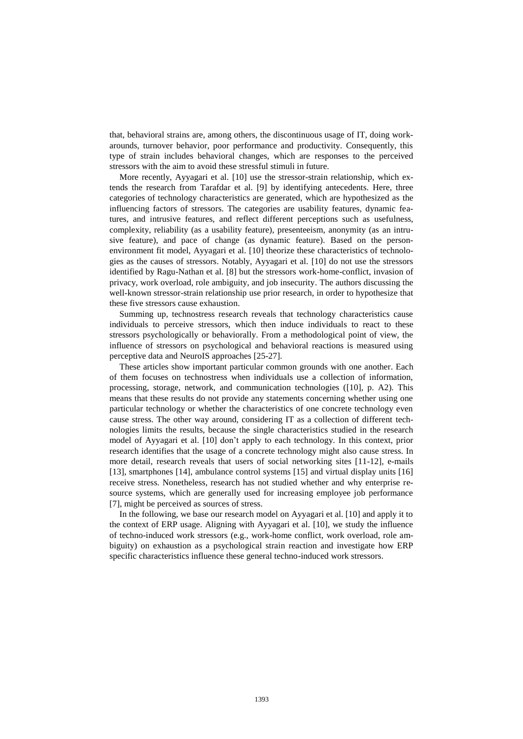that, behavioral strains are, among others, the discontinuous usage of IT, doing workarounds, turnover behavior, poor performance and productivity. Consequently, this type of strain includes behavioral changes, which are responses to the perceived stressors with the aim to avoid these stressful stimuli in future.

More recently, Ayyagari et al. [10] use the stressor-strain relationship, which extends the research from Tarafdar et al. [9] by identifying antecedents. Here, three categories of technology characteristics are generated, which are hypothesized as the influencing factors of stressors. The categories are usability features, dynamic features, and intrusive features, and reflect different perceptions such as usefulness, complexity, reliability (as a usability feature), presenteeism, anonymity (as an intrusive feature), and pace of change (as dynamic feature). Based on the person-environment fit model, Ayyagari et al. [10] theorize these characteristics of technologies as the causes of stressors. Notably, Ayyagari et al. [10] do not use the stressors identified by Ragu-Nathan et al. [8] but the stressors work-home-conflict, invasion of privacy, work overload, role ambiguity, and job insecurity. The authors discussing the well-known stressor-strain relationship use prior research, in order to hypothesize that these five stressors cause exhaustion.

Summing up, technostress research reveals that technology characteristics cause individuals to perceive stressors, which then induce individuals to react to these stressors psychologically or behaviorally. From a methodological point of view, the influence of stressors on psychological and behavioral reactions is measured using perceptive data and NeuroIS approaches [25-27].

These articles show important particular common grounds with one another. Each of them focuses on technostress when individuals use a collection of information, processing, storage, network, and communication technologies ([10], p. A2). This means that these results do not provide any statements concerning whether using one particular technology or whether the characteristics of one concrete technology even cause stress. The other way around, considering IT as a collection of different technologies limits the results, because the single characteristics studied in the research model of Ayyagari et al. [10] don't apply to each technology. In this context, prior research identifies that the usage of a concrete technology might also cause stress. In more detail, research reveals that users of social networking sites [11-12], e-mails [13], smartphones [14], ambulance control systems [15] and virtual display units [16] receive stress. Nonetheless, research has not studied whether and why enterprise resource systems, which are generally used for increasing employee job performance [7], might be perceived as sources of stress.

In the following, we base our research model on Ayyagari et al. [10] and apply it to the context of ERP usage. Aligning with Ayyagari et al. [10], we study the influence of techno-induced work stressors (e.g., work-home conflict, work overload, role ambiguity) on exhaustion as a psychological strain reaction and investigate how ERP specific characteristics influence these general techno-induced work stressors.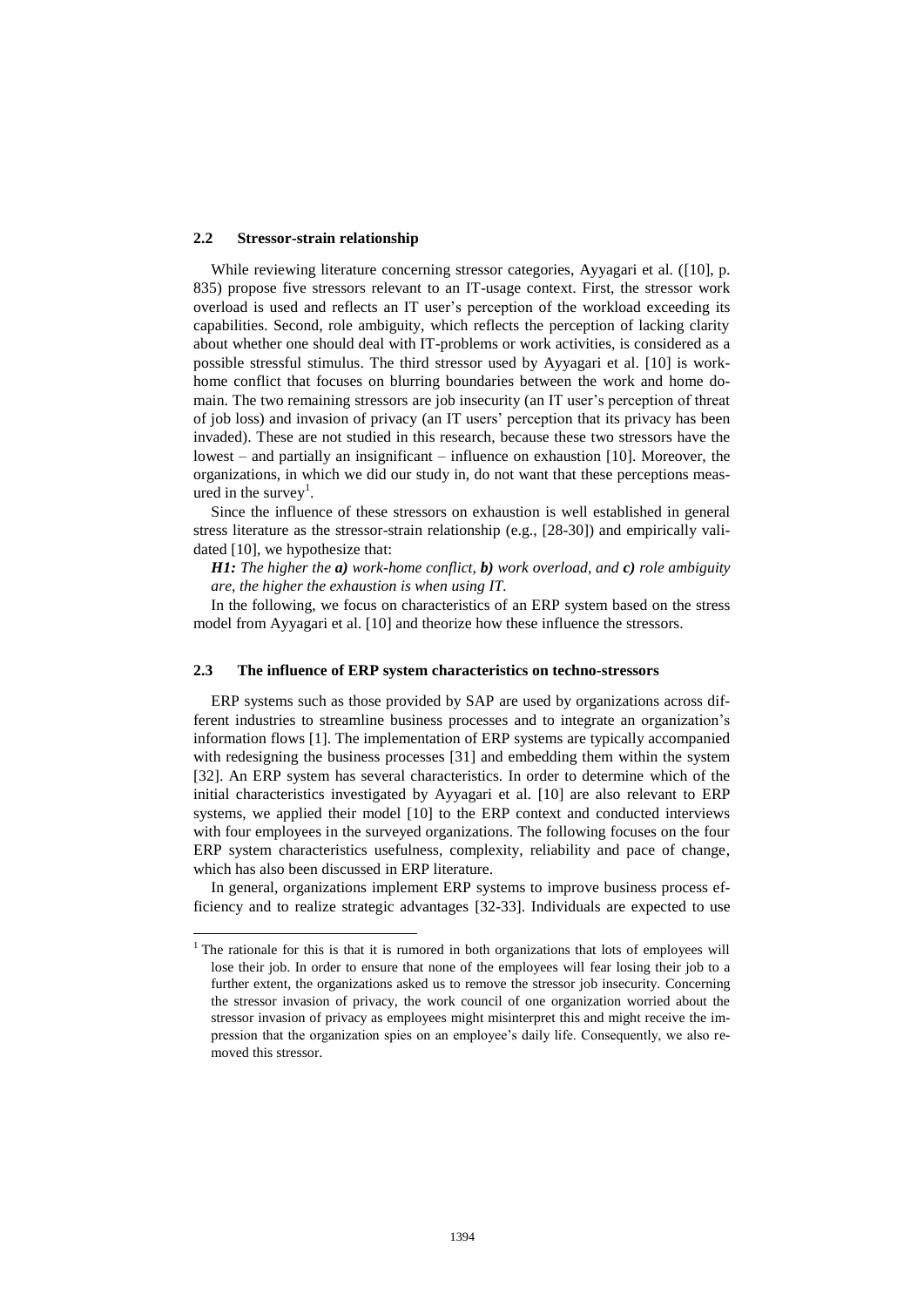### 2.2 Stressor-strain relationship

While reviewing literature concerning stressor categories, Ayyagari et al. ([10], p. 835) propose five stressors relevant to an IT-usage context. First, the stressor work overload is used and reflects an IT user's perception of the workload exceeding its capabilities. Second, role ambiguity, which reflects the perception of lacking clarity about whether one should deal with IT-problems or work activities, is considered as a possible stressful stimulus. The third stressor used by Ayyagari et al. [10] is work-home conflict that focuses on blurring boundaries between the work and home domain. The two remaining stressors are job insecurity (an IT user's perception of threat of job loss) and invasion of privacy (an IT users' perception that its privacy has been invaded). These are not studied in this research, because these two stressors have the lowest – and partially an insignificant – influence on exhaustion [10]. Moreover, the organizations, in which we did our study in, do not want that these perceptions measured in the survey[1].

Since the influence of these stressors on exhaustion is well established in general stress literature as the stressor-strain relationship (e.g., [28-30]) and empirically validated [10], we hypothesize that:

***H1:*** *The higher the **a)** work-home conflict, **b)** work overload, and **c)** role ambiguity are, the higher the exhaustion is when using IT.*

In the following, we focus on characteristics of an ERP system based on the stress model from Ayyagari et al. [10] and theorize how these influence the stressors.

### 2.3 The influence of ERP system characteristics on techno-stressors

ERP systems such as those provided by SAP are used by organizations across different industries to streamline business processes and to integrate an organization's information flows [1]. The implementation of ERP systems are typically accompanied with redesigning the business processes [31] and embedding them within the system [32]. An ERP system has several characteristics. In order to determine which of the initial characteristics investigated by Ayyagari et al. [10] are also relevant to ERP systems, we applied their model [10] to the ERP context and conducted interviews with four employees in the surveyed organizations. The following focuses on the four ERP system characteristics usefulness, complexity, reliability and pace of change, which has also been discussed in ERP literature.

In general, organizations implement ERP systems to improve business process efficiency and to realize strategic advantages [32-33]. Individuals are expected to use

---

[1] The rationale for this is that it is rumored in both organizations that lots of employees will lose their job. In order to ensure that none of the employees will fear losing their job to a further extent, the organizations asked us to remove the stressor job insecurity. Concerning the stressor invasion of privacy, the work council of one organization worried about the stressor invasion of privacy as employees might misinterpret this and might receive the impression that the organization spies on an employee's daily life. Consequently, we also removed this stressor.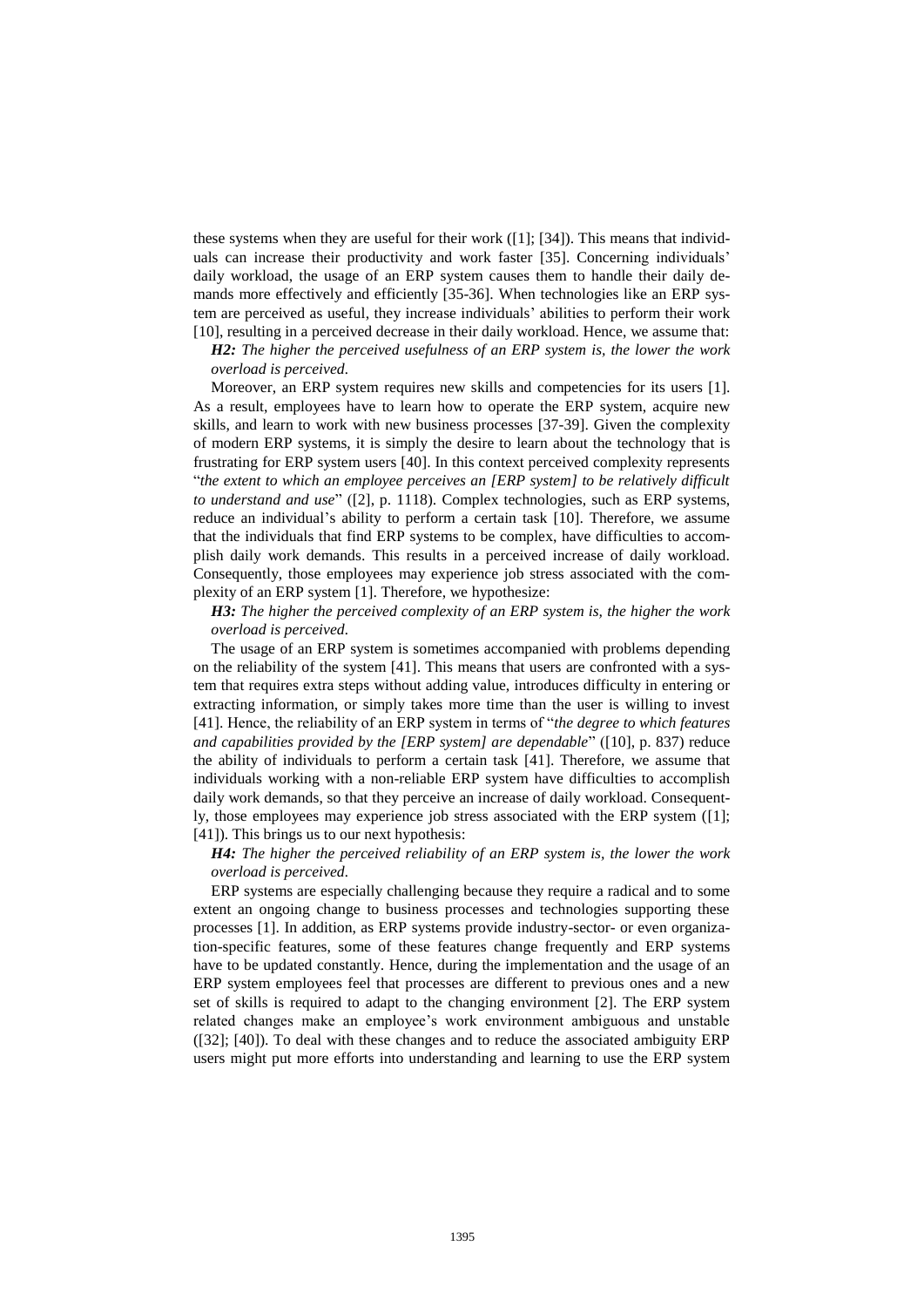these systems when they are useful for their work ([1]; [34]). This means that individuals can increase their productivity and work faster [35]. Concerning individuals' daily workload, the usage of an ERP system causes them to handle their daily demands more effectively and efficiently [35-36]. When technologies like an ERP system are perceived as useful, they increase individuals' abilities to perform their work [10], resulting in a perceived decrease in their daily workload. Hence, we assume that:

> ***H2:*** *The higher the perceived usefulness of an ERP system is, the lower the work overload is perceived.*

Moreover, an ERP system requires new skills and competencies for its users [1]. As a result, employees have to learn how to operate the ERP system, acquire new skills, and learn to work with new business processes [37-39]. Given the complexity of modern ERP systems, it is simply the desire to learn about the technology that is frustrating for ERP system users [40]. In this context perceived complexity represents "*the extent to which an employee perceives an [ERP system] to be relatively difficult to understand and use*" ([2], p. 1118). Complex technologies, such as ERP systems, reduce an individual's ability to perform a certain task [10]. Therefore, we assume that the individuals that find ERP systems to be complex, have difficulties to accomplish daily work demands. This results in a perceived increase of daily workload. Consequently, those employees may experience job stress associated with the complexity of an ERP system [1]. Therefore, we hypothesize:

> ***H3:*** *The higher the perceived complexity of an ERP system is, the higher the work overload is perceived.*

The usage of an ERP system is sometimes accompanied with problems depending on the reliability of the system [41]. This means that users are confronted with a system that requires extra steps without adding value, introduces difficulty in entering or extracting information, or simply takes more time than the user is willing to invest [41]. Hence, the reliability of an ERP system in terms of "*the degree to which features and capabilities provided by the [ERP system] are dependable*" ([10], p. 837) reduce the ability of individuals to perform a certain task [41]. Therefore, we assume that individuals working with a non-reliable ERP system have difficulties to accomplish daily work demands, so that they perceive an increase of daily workload. Consequently, those employees may experience job stress associated with the ERP system ([1]; [41]). This brings us to our next hypothesis:

> ***H4:*** *The higher the perceived reliability of an ERP system is, the lower the work overload is perceived.*

ERP systems are especially challenging because they require a radical and to some extent an ongoing change to business processes and technologies supporting these processes [1]. In addition, as ERP systems provide industry-sector- or even organization-specific features, some of these features change frequently and ERP systems have to be updated constantly. Hence, during the implementation and the usage of an ERP system employees feel that processes are different to previous ones and a new set of skills is required to adapt to the changing environment [2]. The ERP system related changes make an employee's work environment ambiguous and unstable ([32]; [40]). To deal with these changes and to reduce the associated ambiguity ERP users might put more efforts into understanding and learning to use the ERP system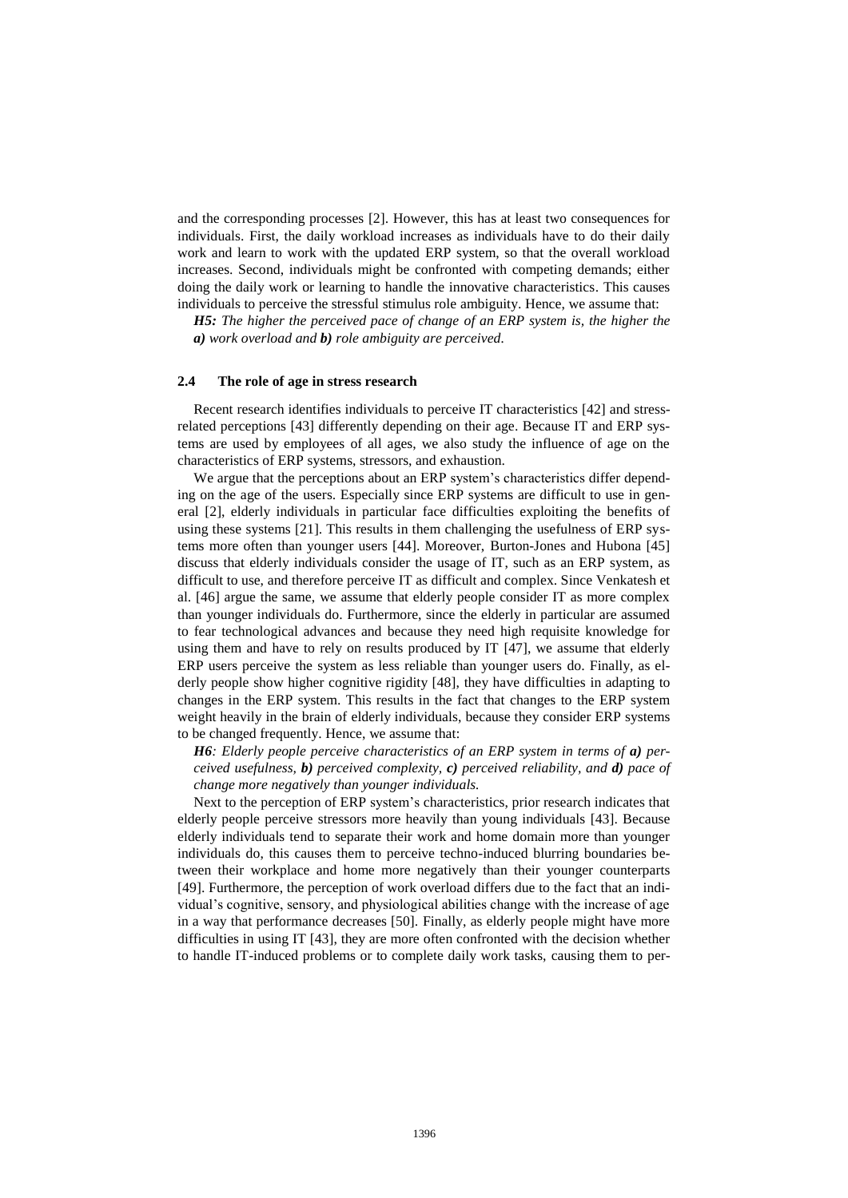and the corresponding processes [2]. However, this has at least two consequences for individuals. First, the daily workload increases as individuals have to do their daily work and learn to work with the updated ERP system, so that the overall workload increases. Second, individuals might be confronted with competing demands; either doing the daily work or learning to handle the innovative characteristics. This causes individuals to perceive the stressful stimulus role ambiguity. Hence, we assume that:

***H5:*** *The higher the perceived pace of change of an ERP system is, the higher the **a)** work overload and **b)** role ambiguity are perceived.*

### 2.4 The role of age in stress research

Recent research identifies individuals to perceive IT characteristics [42] and stress-related perceptions [43] differently depending on their age. Because IT and ERP systems are used by employees of all ages, we also study the influence of age on the characteristics of ERP systems, stressors, and exhaustion.

We argue that the perceptions about an ERP system's characteristics differ depending on the age of the users. Especially since ERP systems are difficult to use in general [2], elderly individuals in particular face difficulties exploiting the benefits of using these systems [21]. This results in them challenging the usefulness of ERP systems more often than younger users [44]. Moreover, Burton-Jones and Hubona [45] discuss that elderly individuals consider the usage of IT, such as an ERP system, as difficult to use, and therefore perceive IT as difficult and complex. Since Venkatesh et al. [46] argue the same, we assume that elderly people consider IT as more complex than younger individuals do. Furthermore, since the elderly in particular are assumed to fear technological advances and because they need high requisite knowledge for using them and have to rely on results produced by IT [47], we assume that elderly ERP users perceive the system as less reliable than younger users do. Finally, as elderly people show higher cognitive rigidity [48], they have difficulties in adapting to changes in the ERP system. This results in the fact that changes to the ERP system weight heavily in the brain of elderly individuals, because they consider ERP systems to be changed frequently. Hence, we assume that:

***H6**: Elderly people perceive characteristics of an ERP system in terms of **a)** perceived usefulness, **b)** perceived complexity, **c)** perceived reliability, and **d)** pace of change more negatively than younger individuals.*

Next to the perception of ERP system's characteristics, prior research indicates that elderly people perceive stressors more heavily than young individuals [43]. Because elderly individuals tend to separate their work and home domain more than younger individuals do, this causes them to perceive techno-induced blurring boundaries between their workplace and home more negatively than their younger counterparts [49]. Furthermore, the perception of work overload differs due to the fact that an individual's cognitive, sensory, and physiological abilities change with the increase of age in a way that performance decreases [50]. Finally, as elderly people might have more difficulties in using IT [43], they are more often confronted with the decision whether to handle IT-induced problems or to complete daily work tasks, causing them to per-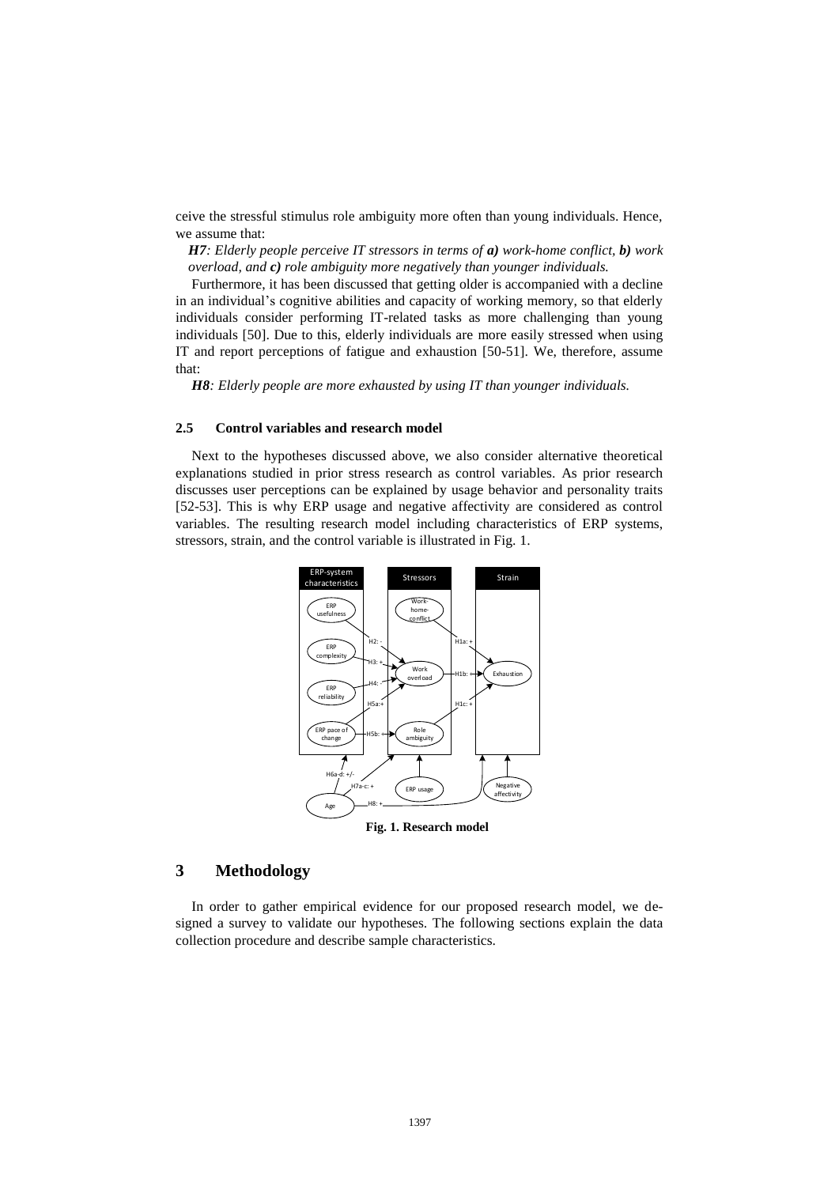ceive the stressful stimulus role ambiguity more often than young individuals. Hence, we assume that:

***H7****: Elderly people perceive IT stressors in terms of* ***a)*** *work-home conflict,* ***b)*** *work overload, and* ***c)*** *role ambiguity more negatively than younger individuals.*

Furthermore, it has been discussed that getting older is accompanied with a decline in an individual's cognitive abilities and capacity of working memory, so that elderly individuals consider performing IT-related tasks as more challenging than young individuals [50]. Due to this, elderly individuals are more easily stressed when using IT and report perceptions of fatigue and exhaustion [50-51]. We, therefore, assume that:

***H8****: Elderly people are more exhausted by using IT than younger individuals.*

### 2.5 Control variables and research model

Next to the hypotheses discussed above, we also consider alternative theoretical explanations studied in prior stress research as control variables. As prior research discusses user perceptions can be explained by usage behavior and personality traits [52-53]. This is why ERP usage and negative affectivity are considered as control variables. The resulting research model including characteristics of ERP systems, stressors, strain, and the control variable is illustrated in Fig. 1.

**Fig. 1. Research model**

## 3 Methodology

In order to gather empirical evidence for our proposed research model, we designed a survey to validate our hypotheses. The following sections explain the data collection procedure and describe sample characteristics.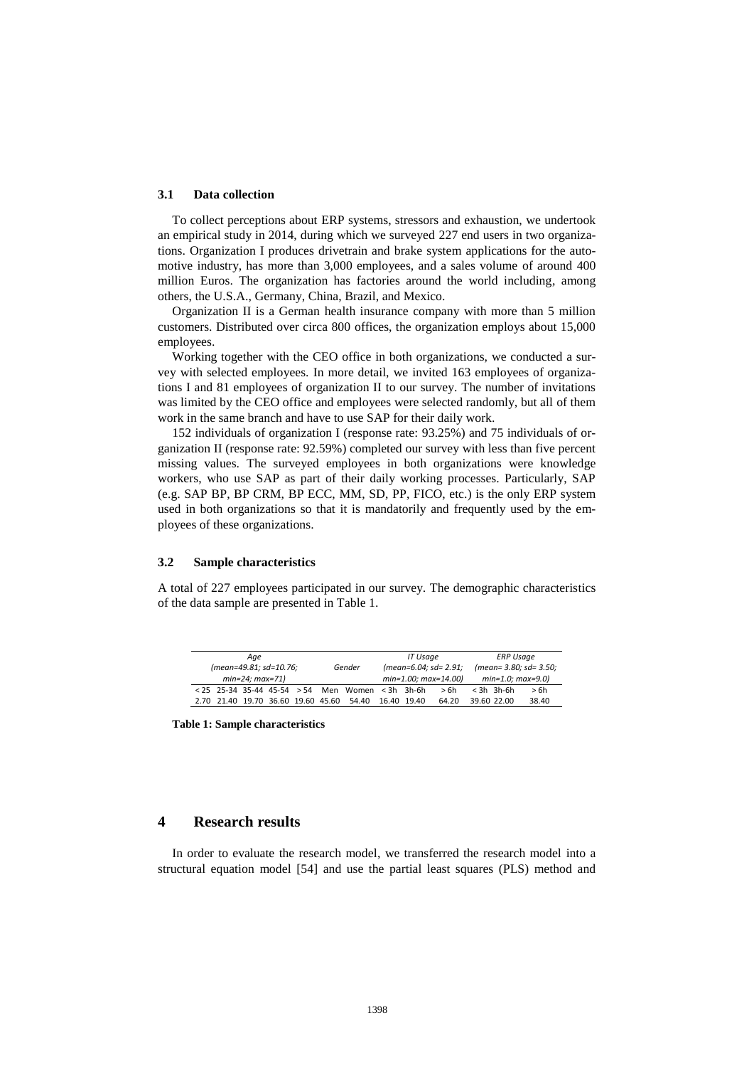### 3.1 Data collection

To collect perceptions about ERP systems, stressors and exhaustion, we undertook an empirical study in 2014, during which we surveyed 227 end users in two organizations. Organization I produces drivetrain and brake system applications for the automotive industry, has more than 3,000 employees, and a sales volume of around 400 million Euros. The organization has factories around the world including, among others, the U.S.A., Germany, China, Brazil, and Mexico.

Organization II is a German health insurance company with more than 5 million customers. Distributed over circa 800 offices, the organization employs about 15,000 employees.

Working together with the CEO office in both organizations, we conducted a survey with selected employees. In more detail, we invited 163 employees of organizations I and 81 employees of organization II to our survey. The number of invitations was limited by the CEO office and employees were selected randomly, but all of them work in the same branch and have to use SAP for their daily work.

152 individuals of organization I (response rate: 93.25%) and 75 individuals of organization II (response rate: 92.59%) completed our survey with less than five percent missing values. The surveyed employees in both organizations were knowledge workers, who use SAP as part of their daily working processes. Particularly, SAP (e.g. SAP BP, BP CRM, BP ECC, MM, SD, PP, FICO, etc.) is the only ERP system used in both organizations so that it is mandatorily and frequently used by the employees of these organizations.

### 3.2 Sample characteristics

A total of 227 employees participated in our survey. The demographic characteristics of the data sample are presented in Table 1.

| *Age (mean=49.81; sd=10.76; min=24; max=71)* | | | | | *Gender* | | *IT Usage (mean=6.04; sd= 2.91; min=1.00; max=14.00)* | | | *ERP Usage (mean= 3.80; sd= 3.50; min=1.0; max=9.0)* | | |
|---|---|---|---|---|---|---|---|---|---|---|---|---|
| < 25 | 25-34 | 35-44 | 45-54 | > 54 | Men | Women | < 3h | 3h-6h | > 6h | < 3h | 3h-6h | > 6h |
| 2.70 | 21.40 | 19.70 | 36.60 | 19.60 | 45.60 | 54.40 | 16.40 | 19.40 | 64.20 | 39.60 | 22.00 | 38.40 |

**Table 1: Sample characteristics**

## 4 Research results

In order to evaluate the research model, we transferred the research model into a structural equation model [54] and use the partial least squares (PLS) method and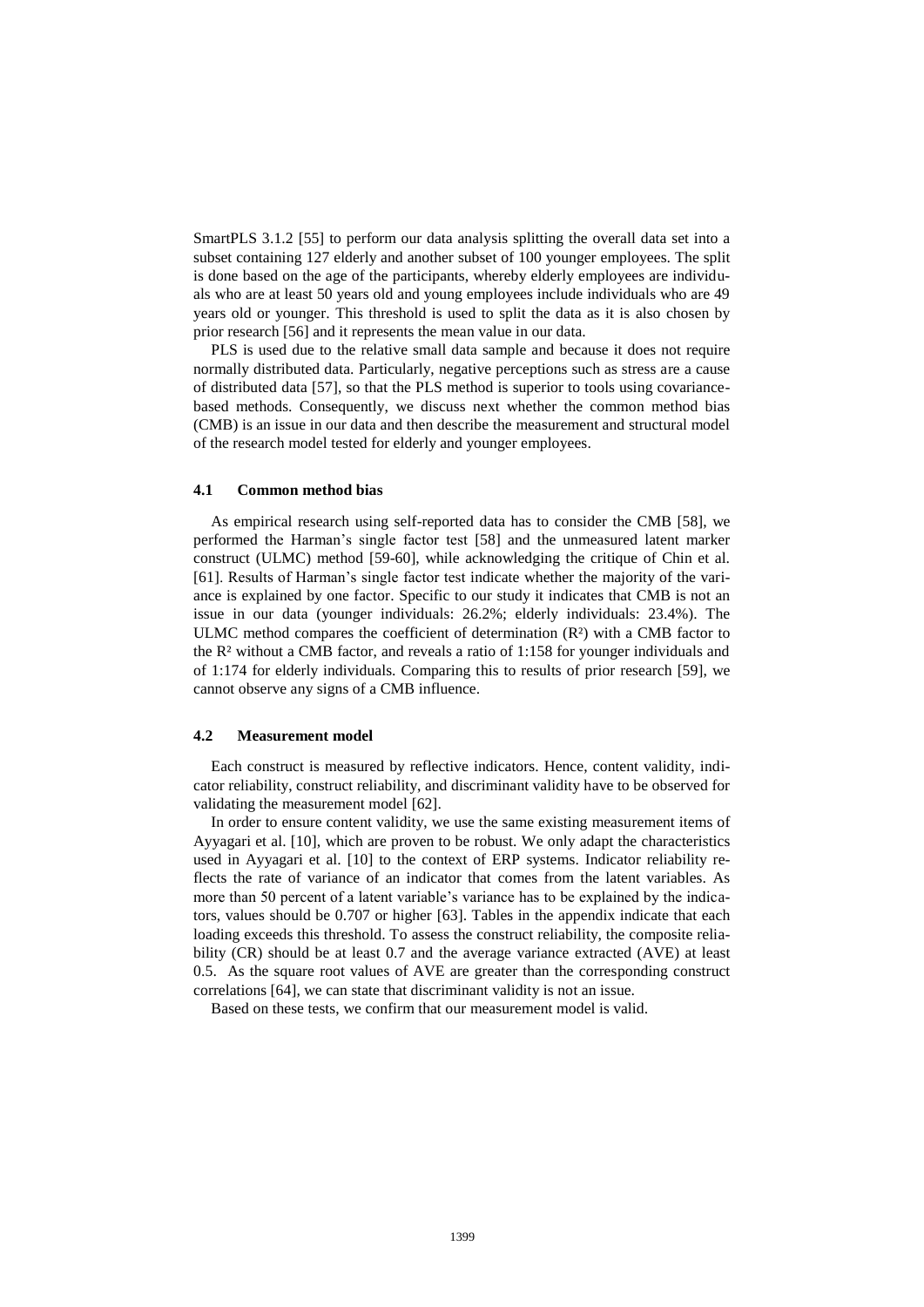SmartPLS 3.1.2 [55] to perform our data analysis splitting the overall data set into a subset containing 127 elderly and another subset of 100 younger employees. The split is done based on the age of the participants, whereby elderly employees are individuals who are at least 50 years old and young employees include individuals who are 49 years old or younger. This threshold is used to split the data as it is also chosen by prior research [56] and it represents the mean value in our data.

PLS is used due to the relative small data sample and because it does not require normally distributed data. Particularly, negative perceptions such as stress are a cause of distributed data [57], so that the PLS method is superior to tools using covariance-based methods. Consequently, we discuss next whether the common method bias (CMB) is an issue in our data and then describe the measurement and structural model of the research model tested for elderly and younger employees.

### 4.1 Common method bias

As empirical research using self-reported data has to consider the CMB [58], we performed the Harman's single factor test [58] and the unmeasured latent marker construct (ULMC) method [59-60], while acknowledging the critique of Chin et al. [61]. Results of Harman's single factor test indicate whether the majority of the variance is explained by one factor. Specific to our study it indicates that CMB is not an issue in our data (younger individuals: 26.2%; elderly individuals: 23.4%). The ULMC method compares the coefficient of determination ($R^2$) with a CMB factor to the $R^2$ without a CMB factor, and reveals a ratio of 1:158 for younger individuals and of 1:174 for elderly individuals. Comparing this to results of prior research [59], we cannot observe any signs of a CMB influence.

### 4.2 Measurement model

Each construct is measured by reflective indicators. Hence, content validity, indicator reliability, construct reliability, and discriminant validity have to be observed for validating the measurement model [62].

In order to ensure content validity, we use the same existing measurement items of Ayyagari et al. [10], which are proven to be robust. We only adapt the characteristics used in Ayyagari et al. [10] to the context of ERP systems. Indicator reliability reflects the rate of variance of an indicator that comes from the latent variables. As more than 50 percent of a latent variable's variance has to be explained by the indicators, values should be 0.707 or higher [63]. Tables in the appendix indicate that each loading exceeds this threshold. To assess the construct reliability, the composite reliability (CR) should be at least 0.7 and the average variance extracted (AVE) at least 0.5. As the square root values of AVE are greater than the corresponding construct correlations [64], we can state that discriminant validity is not an issue.

Based on these tests, we confirm that our measurement model is valid.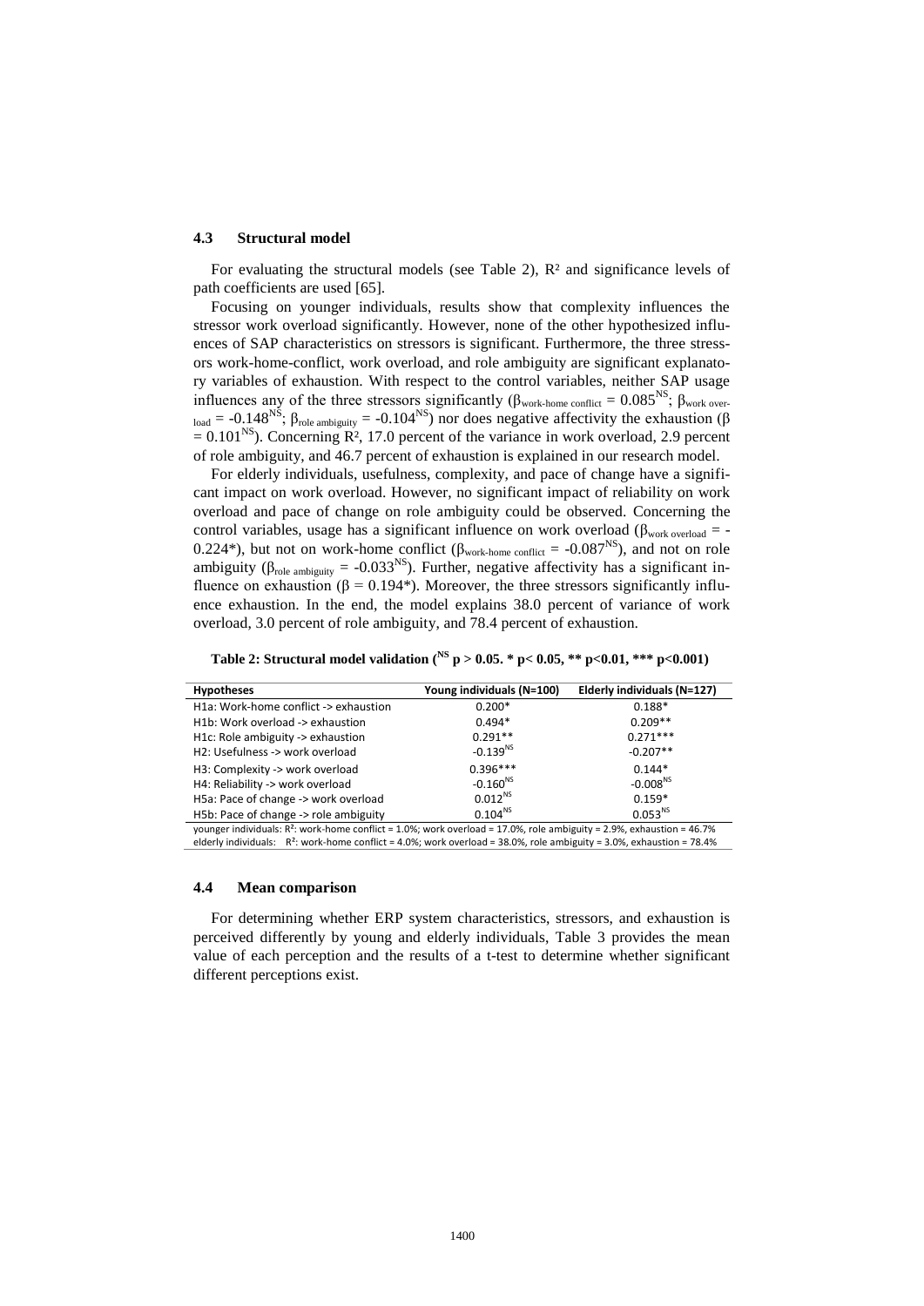### 4.3 Structural model

For evaluating the structural models (see Table 2), $R^2$ and significance levels of path coefficients are used [65].

Focusing on younger individuals, results show that complexity influences the stressor work overload significantly. However, none of the other hypothesized influences of SAP characteristics on stressors is significant. Furthermore, the three stressors work-home-conflict, work overload, and role ambiguity are significant explanatory variables of exhaustion. With respect to the control variables, neither SAP usage influences any of the three stressors significantly ($\beta_{\text{work-home conflict}} = 0.085^{NS}$; $\beta_{\text{work overload}} = -0.148^{NS}$; $\beta_{\text{role ambiguity}} = -0.104^{NS}$) nor does negative affectivity the exhaustion ($\beta = 0.101^{NS}$). Concerning $R^2$, 17.0 percent of the variance in work overload, 2.9 percent of role ambiguity, and 46.7 percent of exhaustion is explained in our research model.

For elderly individuals, usefulness, complexity, and pace of change have a significant impact on work overload. However, no significant impact of reliability on work overload and pace of change on role ambiguity could be observed. Concerning the control variables, usage has a significant influence on work overload ($\beta_{\text{work overload}} = -0.224^{*}$), but not on work-home conflict ($\beta_{\text{work-home conflict}} = -0.087^{NS}$), and not on role ambiguity ($\beta_{\text{role ambiguity}} = -0.033^{NS}$). Further, negative affectivity has a significant influence on exhaustion ($\beta = 0.194^{*}$). Moreover, the three stressors significantly influence exhaustion. In the end, the model explains 38.0 percent of variance of work overload, 3.0 percent of role ambiguity, and 78.4 percent of exhaustion.

**Table 2: Structural model validation ($^{NS}$ $p > 0.05$. * $p < 0.05$, ** $p<0.01$, *** $p<0.001$)**

| Hypotheses | Young individuals (N=100) | Elderly individuals (N=127) |
|---|---|---|
| H1a: Work-home conflict -> exhaustion | 0.200* | 0.188* |
| H1b: Work overload -> exhaustion | 0.494* | 0.209** |
| H1c: Role ambiguity -> exhaustion | 0.291** | 0.271*** |
| H2: Usefulness -> work overload | $-0.139^{NS}$ | -0.207** |
| H3: Complexity -> work overload | 0.396*** | 0.144* |
| H4: Reliability -> work overload | $-0.160^{NS}$ | $-0.008^{NS}$ |
| H5a: Pace of change -> work overload | $0.012^{NS}$ | 0.159* |
| H5b: Pace of change -> role ambiguity | $0.104^{NS}$ | $0.053^{NS}$ |

younger individuals: $R^2$: work-home conflict = 1.0%; work overload = 17.0%, role ambiguity = 2.9%, exhaustion = 46.7%
elderly individuals: $R^2$: work-home conflict = 4.0%; work overload = 38.0%, role ambiguity = 3.0%, exhaustion = 78.4%

### 4.4 Mean comparison

For determining whether ERP system characteristics, stressors, and exhaustion is perceived differently by young and elderly individuals, Table 3 provides the mean value of each perception and the results of a t-test to determine whether significant different perceptions exist.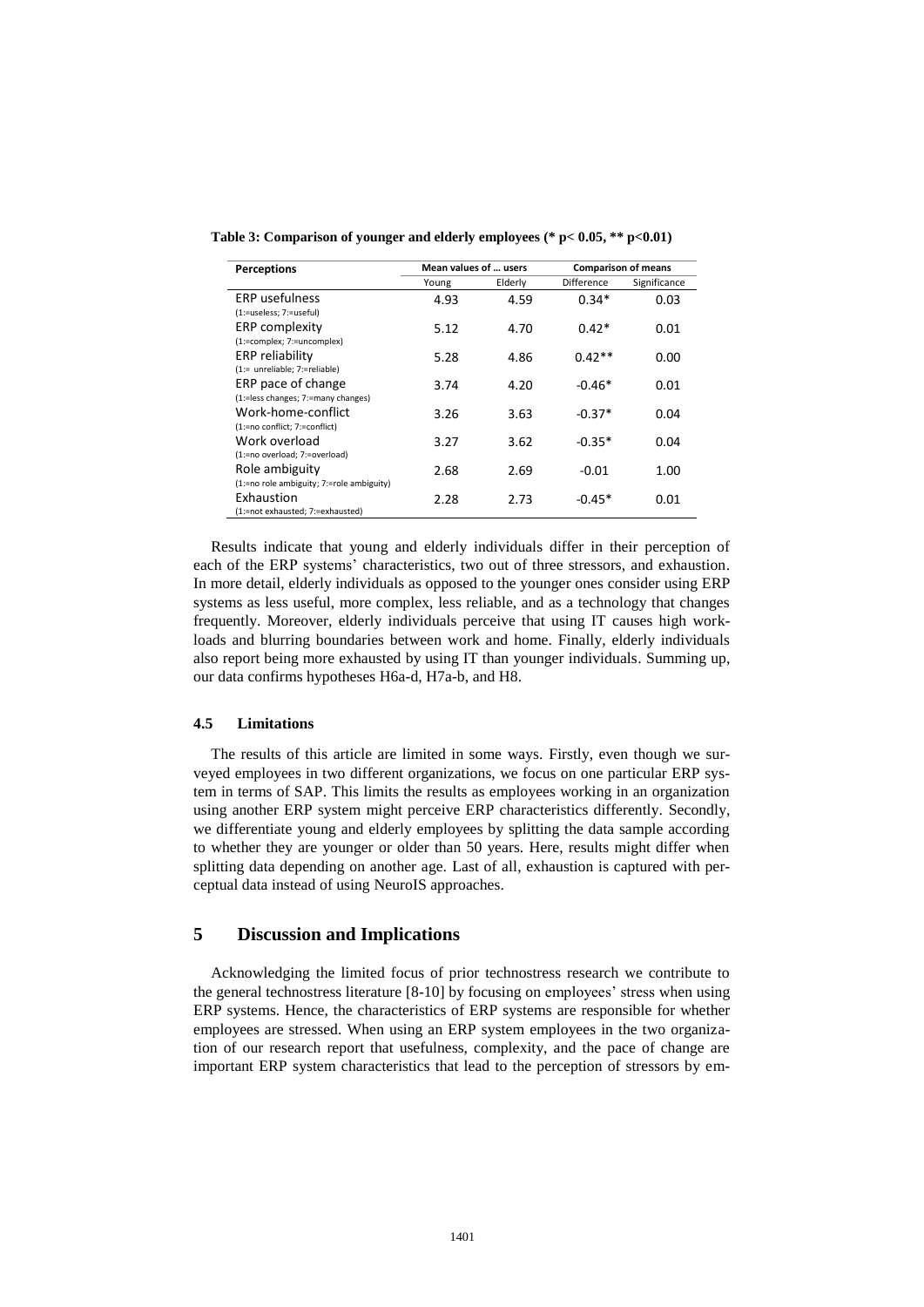**Table 3: Comparison of younger and elderly employees (* $p< 0.05$, ** $p<0.01$)**

| Perceptions | Mean values of … users | | Comparison of means | |
|---|---|---|---|---|
| | Young | Elderly | Difference | Significance |
| ERP usefulness (1:=useless; 7:=useful) | 4.93 | 4.59 | 0.34* | 0.03 |
| ERP complexity (1:=complex; 7:=uncomplex) | 5.12 | 4.70 | 0.42* | 0.01 |
| ERP reliability (1:= unreliable; 7:=reliable) | 5.28 | 4.86 | 0.42** | 0.00 |
| ERP pace of change (1:=less changes; 7:=many changes) | 3.74 | 4.20 | -0.46* | 0.01 |
| Work-home-conflict (1:=no conflict; 7:=conflict) | 3.26 | 3.63 | -0.37* | 0.04 |
| Work overload (1:=no overload; 7:=overload) | 3.27 | 3.62 | -0.35* | 0.04 |
| Role ambiguity (1:=no role ambiguity; 7:=role ambiguity) | 2.68 | 2.69 | -0.01 | 1.00 |
| Exhaustion (1:=not exhausted; 7:=exhausted) | 2.28 | 2.73 | -0.45* | 0.01 |

Results indicate that young and elderly individuals differ in their perception of each of the ERP systems' characteristics, two out of three stressors, and exhaustion. In more detail, elderly individuals as opposed to the younger ones consider using ERP systems as less useful, more complex, less reliable, and as a technology that changes frequently. Moreover, elderly individuals perceive that using IT causes high workloads and blurring boundaries between work and home. Finally, elderly individuals also report being more exhausted by using IT than younger individuals. Summing up, our data confirms hypotheses H6a-d, H7a-b, and H8.

### 4.5 Limitations

The results of this article are limited in some ways. Firstly, even though we surveyed employees in two different organizations, we focus on one particular ERP system in terms of SAP. This limits the results as employees working in an organization using another ERP system might perceive ERP characteristics differently. Secondly, we differentiate young and elderly employees by splitting the data sample according to whether they are younger or older than 50 years. Here, results might differ when splitting data depending on another age. Last of all, exhaustion is captured with perceptual data instead of using NeuroIS approaches.

## 5 Discussion and Implications

Acknowledging the limited focus of prior technostress research we contribute to the general technostress literature [8-10] by focusing on employees' stress when using ERP systems. Hence, the characteristics of ERP systems are responsible for whether employees are stressed. When using an ERP system employees in the two organization of our research report that usefulness, complexity, and the pace of change are important ERP system characteristics that lead to the perception of stressors by em-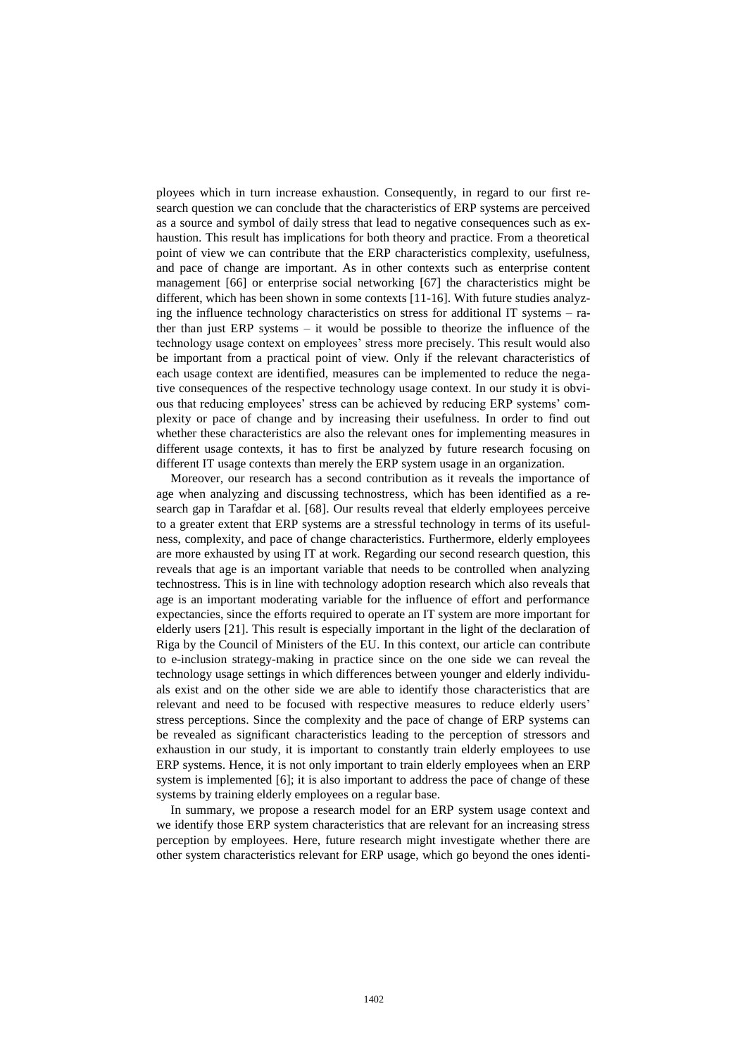ployees which in turn increase exhaustion. Consequently, in regard to our first research question we can conclude that the characteristics of ERP systems are perceived as a source and symbol of daily stress that lead to negative consequences such as exhaustion. This result has implications for both theory and practice. From a theoretical point of view we can contribute that the ERP characteristics complexity, usefulness, and pace of change are important. As in other contexts such as enterprise content management [66] or enterprise social networking [67] the characteristics might be different, which has been shown in some contexts [11-16]. With future studies analyzing the influence technology characteristics on stress for additional IT systems – rather than just ERP systems – it would be possible to theorize the influence of the technology usage context on employees' stress more precisely. This result would also be important from a practical point of view. Only if the relevant characteristics of each usage context are identified, measures can be implemented to reduce the negative consequences of the respective technology usage context. In our study it is obvious that reducing employees' stress can be achieved by reducing ERP systems' complexity or pace of change and by increasing their usefulness. In order to find out whether these characteristics are also the relevant ones for implementing measures in different usage contexts, it has to first be analyzed by future research focusing on different IT usage contexts than merely the ERP system usage in an organization.

Moreover, our research has a second contribution as it reveals the importance of age when analyzing and discussing technostress, which has been identified as a research gap in Tarafdar et al. [68]. Our results reveal that elderly employees perceive to a greater extent that ERP systems are a stressful technology in terms of its usefulness, complexity, and pace of change characteristics. Furthermore, elderly employees are more exhausted by using IT at work. Regarding our second research question, this reveals that age is an important variable that needs to be controlled when analyzing technostress. This is in line with technology adoption research which also reveals that age is an important moderating variable for the influence of effort and performance expectancies, since the efforts required to operate an IT system are more important for elderly users [21]. This result is especially important in the light of the declaration of Riga by the Council of Ministers of the EU. In this context, our article can contribute to e-inclusion strategy-making in practice since on the one side we can reveal the technology usage settings in which differences between younger and elderly individuals exist and on the other side we are able to identify those characteristics that are relevant and need to be focused with respective measures to reduce elderly users' stress perceptions. Since the complexity and the pace of change of ERP systems can be revealed as significant characteristics leading to the perception of stressors and exhaustion in our study, it is important to constantly train elderly employees to use ERP systems. Hence, it is not only important to train elderly employees when an ERP system is implemented [6]; it is also important to address the pace of change of these systems by training elderly employees on a regular base.

In summary, we propose a research model for an ERP system usage context and we identify those ERP system characteristics that are relevant for an increasing stress perception by employees. Here, future research might investigate whether there are other system characteristics relevant for ERP usage, which go beyond the ones identi-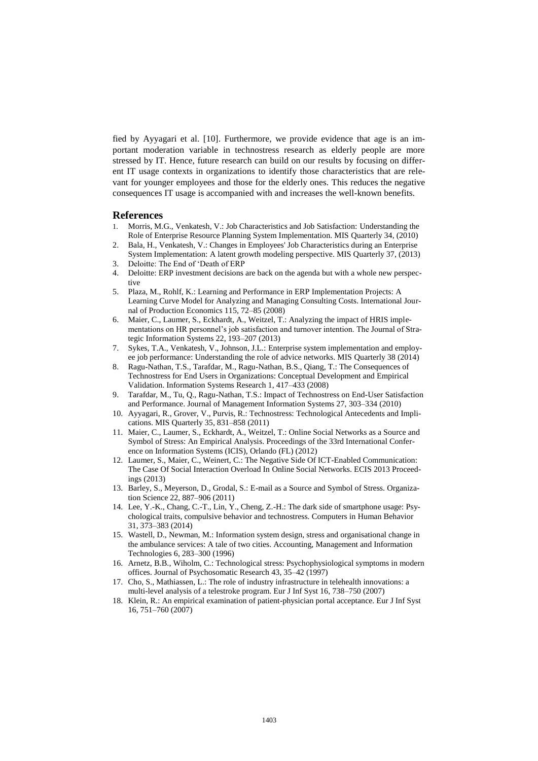fied by Ayyagari et al. [10]. Furthermore, we provide evidence that age is an important moderation variable in technostress research as elderly people are more stressed by IT. Hence, future research can build on our results by focusing on different IT usage contexts in organizations to identify those characteristics that are relevant for younger employees and those for the elderly ones. This reduces the negative consequences IT usage is accompanied with and increases the well-known benefits.

## References

1. Morris, M.G., Venkatesh, V.: Job Characteristics and Job Satisfaction: Understanding the Role of Enterprise Resource Planning System Implementation. MIS Quarterly 34, (2010)
2. Bala, H., Venkatesh, V.: Changes in Employees' Job Characteristics during an Enterprise System Implementation: A latent growth modeling perspective. MIS Quarterly 37, (2013)
3. Deloitte: The End of 'Death of ERP
4. Deloitte: ERP investment decisions are back on the agenda but with a whole new perspective
5. Plaza, M., Rohlf, K.: Learning and Performance in ERP Implementation Projects: A Learning Curve Model for Analyzing and Managing Consulting Costs. International Journal of Production Economics 115, 72–85 (2008)
6. Maier, C., Laumer, S., Eckhardt, A., Weitzel, T.: Analyzing the impact of HRIS implementations on HR personnel's job satisfaction and turnover intention. The Journal of Strategic Information Systems 22, 193–207 (2013)
7. Sykes, T.A., Venkatesh, V., Johnson, J.L.: Enterprise system implementation and employee job performance: Understanding the role of advice networks. MIS Quarterly 38 (2014)
8. Ragu-Nathan, T.S., Tarafdar, M., Ragu-Nathan, B.S., Qiang, T.: The Consequences of Technostress for End Users in Organizations: Conceptual Development and Empirical Validation. Information Systems Research 1, 417–433 (2008)
9. Tarafdar, M., Tu, Q., Ragu-Nathan, T.S.: Impact of Technostress on End-User Satisfaction and Performance. Journal of Management Information Systems 27, 303–334 (2010)
10. Ayyagari, R., Grover, V., Purvis, R.: Technostress: Technological Antecedents and Implications. MIS Quarterly 35, 831–858 (2011)
11. Maier, C., Laumer, S., Eckhardt, A., Weitzel, T.: Online Social Networks as a Source and Symbol of Stress: An Empirical Analysis. Proceedings of the 33rd International Conference on Information Systems (ICIS), Orlando (FL) (2012)
12. Laumer, S., Maier, C., Weinert, C.: The Negative Side Of ICT-Enabled Communication: The Case Of Social Interaction Overload In Online Social Networks. ECIS 2013 Proceedings (2013)
13. Barley, S., Meyerson, D., Grodal, S.: E-mail as a Source and Symbol of Stress. Organization Science 22, 887–906 (2011)
14. Lee, Y.-K., Chang, C.-T., Lin, Y., Cheng, Z.-H.: The dark side of smartphone usage: Psychological traits, compulsive behavior and technostress. Computers in Human Behavior 31, 373–383 (2014)
15. Wastell, D., Newman, M.: Information system design, stress and organisational change in the ambulance services: A tale of two cities. Accounting, Management and Information Technologies 6, 283–300 (1996)
16. Arnetz, B.B., Wiholm, C.: Technological stress: Psychophysiological symptoms in modern offices. Journal of Psychosomatic Research 43, 35–42 (1997)
17. Cho, S., Mathiassen, L.: The role of industry infrastructure in telehealth innovations: a multi-level analysis of a telestroke program. Eur J Inf Syst 16, 738–750 (2007)
18. Klein, R.: An empirical examination of patient-physician portal acceptance. Eur J Inf Syst 16, 751–760 (2007)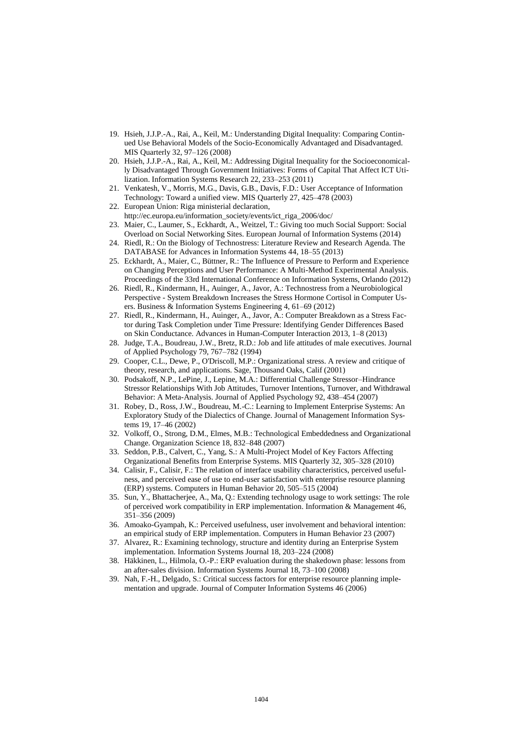19. Hsieh, J.J.P.-A., Rai, A., Keil, M.: Understanding Digital Inequality: Comparing Continued Use Behavioral Models of the Socio-Economically Advantaged and Disadvantaged. MIS Quarterly 32, 97–126 (2008)
20. Hsieh, J.J.P.-A., Rai, A., Keil, M.: Addressing Digital Inequality for the Socioeconomically Disadvantaged Through Government Initiatives: Forms of Capital That Affect ICT Utilization. Information Systems Research 22, 233–253 (2011)
21. Venkatesh, V., Morris, M.G., Davis, G.B., Davis, F.D.: User Acceptance of Information Technology: Toward a unified view. MIS Quarterly 27, 425–478 (2003)
22. European Union: Riga ministerial declaration, http://ec.europa.eu/information_society/events/ict_riga_2006/doc/
23. Maier, C., Laumer, S., Eckhardt, A., Weitzel, T.: Giving too much Social Support: Social Overload on Social Networking Sites. European Journal of Information Systems (2014)
24. Riedl, R.: On the Biology of Technostress: Literature Review and Research Agenda. The DATABASE for Advances in Information Systems 44, 18–55 (2013)
25. Eckhardt, A., Maier, C., Büttner, R.: The Influence of Pressure to Perform and Experience on Changing Perceptions and User Performance: A Multi-Method Experimental Analysis. Proceedings of the 33rd International Conference on Information Systems, Orlando (2012)
26. Riedl, R., Kindermann, H., Auinger, A., Javor, A.: Technostress from a Neurobiological Perspective - System Breakdown Increases the Stress Hormone Cortisol in Computer Users. Business & Information Systems Engineering 4, 61–69 (2012)
27. Riedl, R., Kindermann, H., Auinger, A., Javor, A.: Computer Breakdown as a Stress Factor during Task Completion under Time Pressure: Identifying Gender Differences Based on Skin Conductance. Advances in Human-Computer Interaction 2013, 1–8 (2013)
28. Judge, T.A., Boudreau, J.W., Bretz, R.D.: Job and life attitudes of male executives. Journal of Applied Psychology 79, 767–782 (1994)
29. Cooper, C.L., Dewe, P., O'Driscoll, M.P.: Organizational stress. A review and critique of theory, research, and applications. Sage, Thousand Oaks, Calif (2001)
30. Podsakoff, N.P., LePine, J., Lepine, M.A.: Differential Challenge Stressor–Hindrance Stressor Relationships With Job Attitudes, Turnover Intentions, Turnover, and Withdrawal Behavior: A Meta-Analysis. Journal of Applied Psychology 92, 438–454 (2007)
31. Robey, D., Ross, J.W., Boudreau, M.-C.: Learning to Implement Enterprise Systems: An Exploratory Study of the Dialectics of Change. Journal of Management Information Systems 19, 17–46 (2002)
32. Volkoff, O., Strong, D.M., Elmes, M.B.: Technological Embeddedness and Organizational Change. Organization Science 18, 832–848 (2007)
33. Seddon, P.B., Calvert, C., Yang, S.: A Multi-Project Model of Key Factors Affecting Organizational Benefits from Enterprise Systems. MIS Quarterly 32, 305–328 (2010)
34. Calisir, F., Calisir, F.: The relation of interface usability characteristics, perceived usefulness, and perceived ease of use to end-user satisfaction with enterprise resource planning (ERP) systems. Computers in Human Behavior 20, 505–515 (2004)
35. Sun, Y., Bhattacherjee, A., Ma, Q.: Extending technology usage to work settings: The role of perceived work compatibility in ERP implementation. Information & Management 46, 351–356 (2009)
36. Amoako-Gyampah, K.: Perceived usefulness, user involvement and behavioral intention: an empirical study of ERP implementation. Computers in Human Behavior 23 (2007)
37. Alvarez, R.: Examining technology, structure and identity during an Enterprise System implementation. Information Systems Journal 18, 203–224 (2008)
38. Häkkinen, L., Hilmola, O.-P.: ERP evaluation during the shakedown phase: lessons from an after-sales division. Information Systems Journal 18, 73–100 (2008)
39. Nah, F.-H., Delgado, S.: Critical success factors for enterprise resource planning implementation and upgrade. Journal of Computer Information Systems 46 (2006)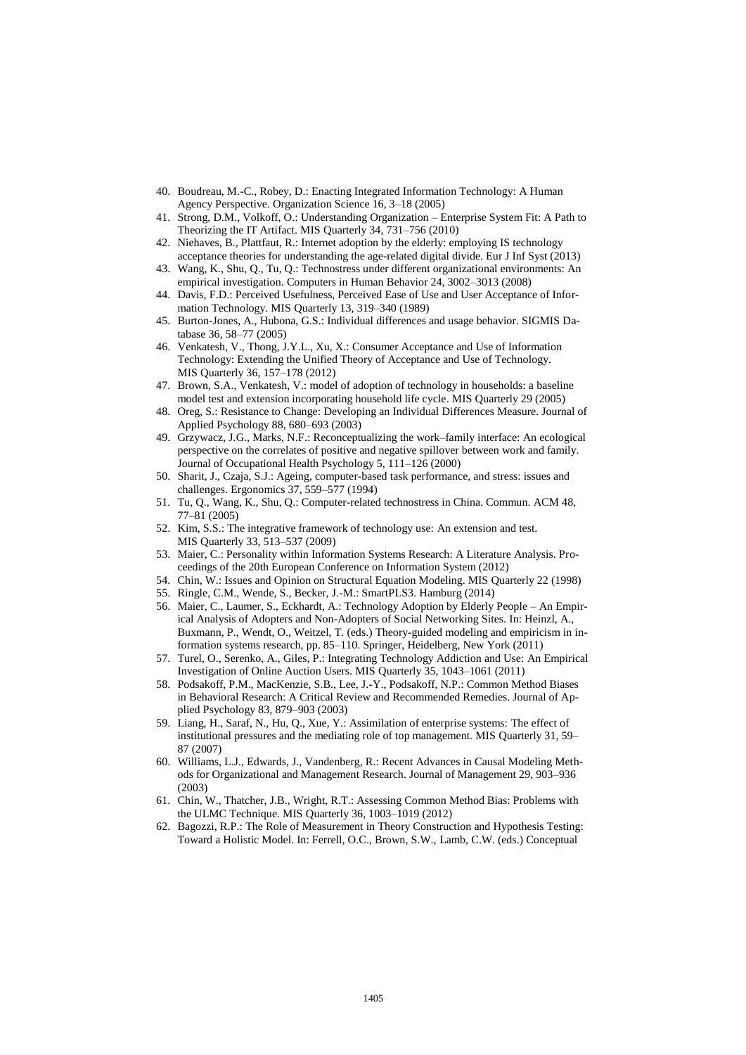40. Boudreau, M.-C., Robey, D.: Enacting Integrated Information Technology: A Human Agency Perspective. Organization Science 16, 3–18 (2005)
41. Strong, D.M., Volkoff, O.: Understanding Organization – Enterprise System Fit: A Path to Theorizing the IT Artifact. MIS Quarterly 34, 731–756 (2010)
42. Niehaves, B., Plattfaut, R.: Internet adoption by the elderly: employing IS technology acceptance theories for understanding the age-related digital divide. Eur J Inf Syst (2013)
43. Wang, K., Shu, Q., Tu, Q.: Technostress under different organizational environments: An empirical investigation. Computers in Human Behavior 24, 3002–3013 (2008)
44. Davis, F.D.: Perceived Usefulness, Perceived Ease of Use and User Acceptance of Information Technology. MIS Quarterly 13, 319–340 (1989)
45. Burton-Jones, A., Hubona, G.S.: Individual differences and usage behavior. SIGMIS Database 36, 58–77 (2005)
46. Venkatesh, V., Thong, J.Y.L., Xu, X.: Consumer Acceptance and Use of Information Technology: Extending the Unified Theory of Acceptance and Use of Technology. MIS Quarterly 36, 157–178 (2012)
47. Brown, S.A., Venkatesh, V.: model of adoption of technology in households: a baseline model test and extension incorporating household life cycle. MIS Quarterly 29 (2005)
48. Oreg, S.: Resistance to Change: Developing an Individual Differences Measure. Journal of Applied Psychology 88, 680–693 (2003)
49. Grzywacz, J.G., Marks, N.F.: Reconceptualizing the work–family interface: An ecological perspective on the correlates of positive and negative spillover between work and family. Journal of Occupational Health Psychology 5, 111–126 (2000)
50. Sharit, J., Czaja, S.J.: Ageing, computer-based task performance, and stress: issues and challenges. Ergonomics 37, 559–577 (1994)
51. Tu, Q., Wang, K., Shu, Q.: Computer-related technostress in China. Commun. ACM 48, 77–81 (2005)
52. Kim, S.S.: The integrative framework of technology use: An extension and test. MIS Quarterly 33, 513–537 (2009)
53. Maier, C.: Personality within Information Systems Research: A Literature Analysis. Proceedings of the 20th European Conference on Information System (2012)
54. Chin, W.: Issues and Opinion on Structural Equation Modeling. MIS Quarterly 22 (1998)
55. Ringle, C.M., Wende, S., Becker, J.-M.: SmartPLS3. Hamburg (2014)
56. Maier, C., Laumer, S., Eckhardt, A.: Technology Adoption by Elderly People – An Empirical Analysis of Adopters and Non-Adopters of Social Networking Sites. In: Heinzl, A., Buxmann, P., Wendt, O., Weitzel, T. (eds.) Theory-guided modeling and empiricism in information systems research, pp. 85–110. Springer, Heidelberg, New York (2011)
57. Turel, O., Serenko, A., Giles, P.: Integrating Technology Addiction and Use: An Empirical Investigation of Online Auction Users. MIS Quarterly 35, 1043–1061 (2011)
58. Podsakoff, P.M., MacKenzie, S.B., Lee, J.-Y., Podsakoff, N.P.: Common Method Biases in Behavioral Research: A Critical Review and Recommended Remedies. Journal of Applied Psychology 83, 879–903 (2003)
59. Liang, H., Saraf, N., Hu, Q., Xue, Y.: Assimilation of enterprise systems: The effect of institutional pressures and the mediating role of top management. MIS Quarterly 31, 59–87 (2007)
60. Williams, L.J., Edwards, J., Vandenberg, R.: Recent Advances in Causal Modeling Methods for Organizational and Management Research. Journal of Management 29, 903–936 (2003)
61. Chin, W., Thatcher, J.B., Wright, R.T.: Assessing Common Method Bias: Problems with the ULMC Technique. MIS Quarterly 36, 1003–1019 (2012)
62. Bagozzi, R.P.: The Role of Measurement in Theory Construction and Hypothesis Testing: Toward a Holistic Model. In: Ferrell, O.C., Brown, S.W., Lamb, C.W. (eds.) Conceptual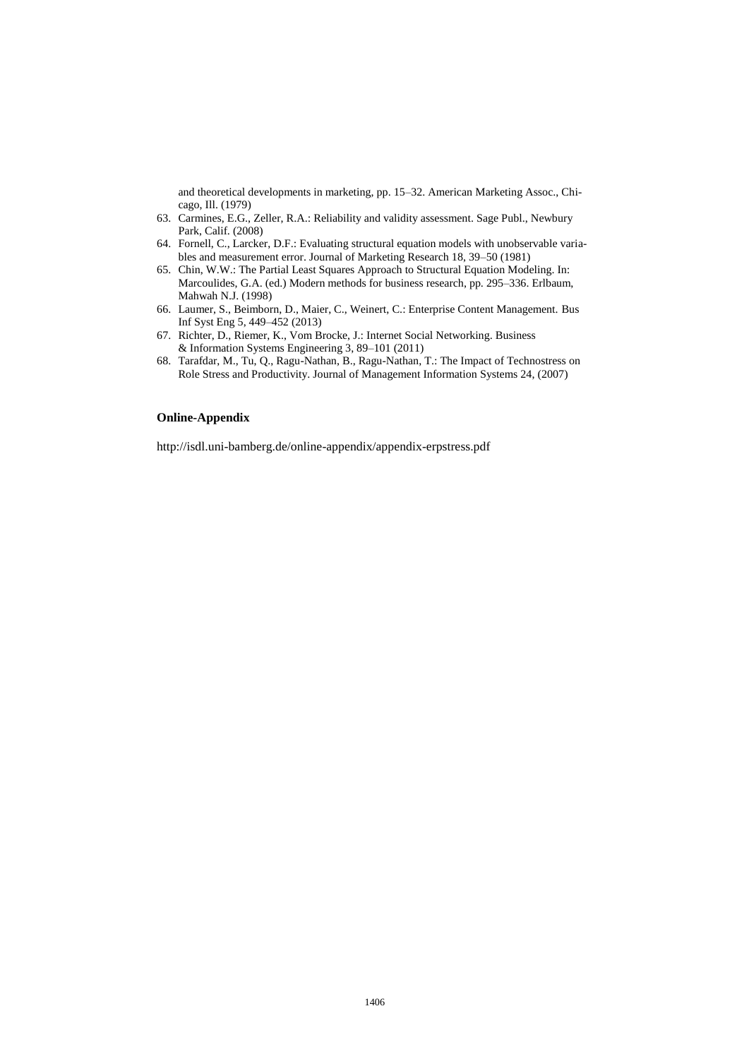and theoretical developments in marketing, pp. 15–32. American Marketing Assoc., Chicago, Ill. (1979)

63. Carmines, E.G., Zeller, R.A.: Reliability and validity assessment. Sage Publ., Newbury Park, Calif. (2008)
64. Fornell, C., Larcker, D.F.: Evaluating structural equation models with unobservable variables and measurement error. Journal of Marketing Research 18, 39–50 (1981)
65. Chin, W.W.: The Partial Least Squares Approach to Structural Equation Modeling. In: Marcoulides, G.A. (ed.) Modern methods for business research, pp. 295–336. Erlbaum, Mahwah N.J. (1998)
66. Laumer, S., Beimborn, D., Maier, C., Weinert, C.: Enterprise Content Management. Bus Inf Syst Eng 5, 449–452 (2013)
67. Richter, D., Riemer, K., Vom Brocke, J.: Internet Social Networking. Business & Information Systems Engineering 3, 89–101 (2011)
68. Tarafdar, M., Tu, Q., Ragu-Nathan, B., Ragu-Nathan, T.: The Impact of Technostress on Role Stress and Productivity. Journal of Management Information Systems 24, (2007)

**Online-Appendix**

http://isdl.uni-bamberg.de/online-appendix/appendix-erpstress.pdf